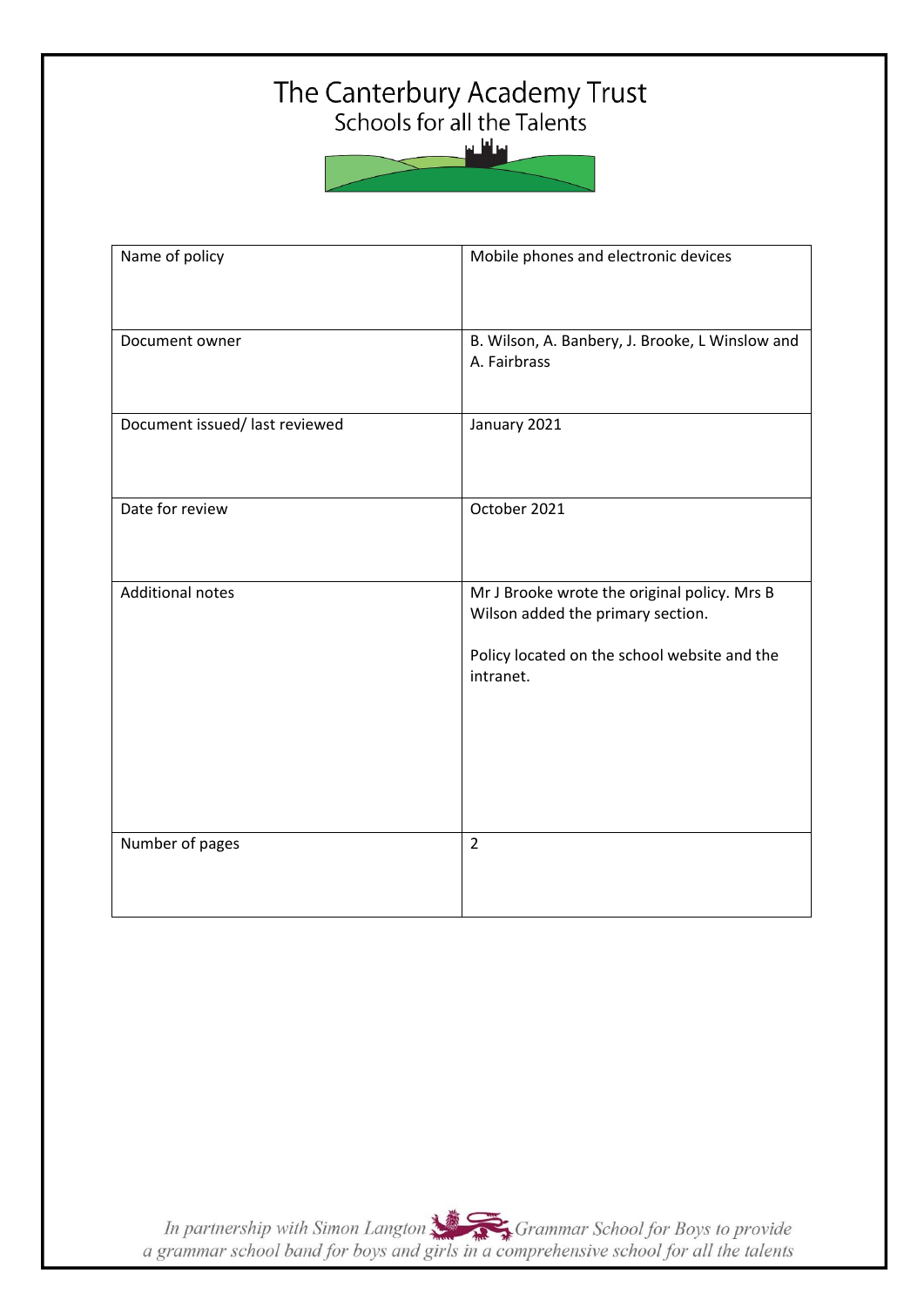# The Canterbury Academy Trust

## Schools for all the Talents

| Name of policy | Mobile phones and electronic devices |
|---|---|
| Document owner | B. Wilson, A. Banbery, J. Brooke, L Winslow and A. Fairbrass |
| Document issued/ last reviewed | January 2021 |
| Date for review | October 2021 |
| Additional notes | Mr J Brooke wrote the original policy. Mrs B Wilson added the primary section.<br><br>Policy located on the school website and the intranet. |
| Number of pages | 2 |

*In partnership with Simon Langton Grammar School for Boys to provide a grammar school band for boys and girls in a comprehensive school for all the talents*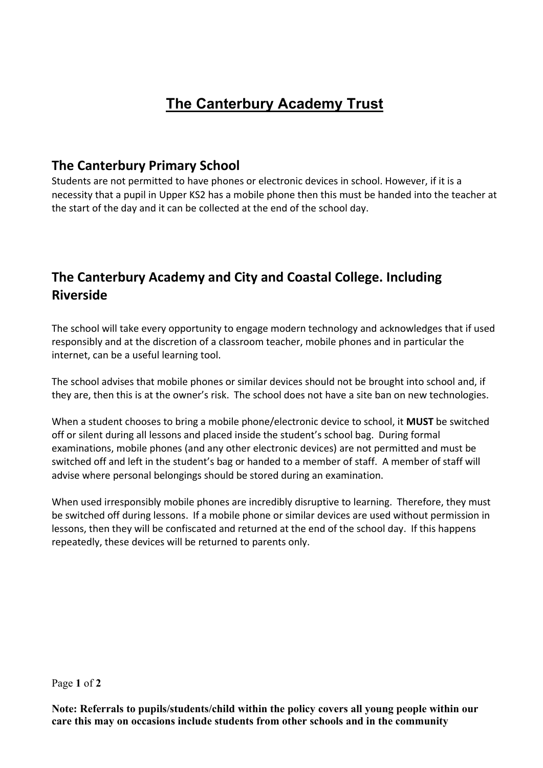# The Canterbury Academy Trust

## The Canterbury Primary School

Students are not permitted to have phones or electronic devices in school. However, if it is a necessity that a pupil in Upper KS2 has a mobile phone then this must be handed into the teacher at the start of the day and it can be collected at the end of the school day.

## The Canterbury Academy and City and Coastal College. Including Riverside

The school will take every opportunity to engage modern technology and acknowledges that if used responsibly and at the discretion of a classroom teacher, mobile phones and in particular the internet, can be a useful learning tool.

The school advises that mobile phones or similar devices should not be brought into school and, if they are, then this is at the owner's risk. The school does not have a site ban on new technologies.

When a student chooses to bring a mobile phone/electronic device to school, it **MUST** be switched off or silent during all lessons and placed inside the student's school bag. During formal examinations, mobile phones (and any other electronic devices) are not permitted and must be switched off and left in the student's bag or handed to a member of staff. A member of staff will advise where personal belongings should be stored during an examination.

When used irresponsibly mobile phones are incredibly disruptive to learning. Therefore, they must be switched off during lessons. If a mobile phone or similar devices are used without permission in lessons, then they will be confiscated and returned at the end of the school day. If this happens repeatedly, these devices will be returned to parents only.

**Note: Referrals to pupils/students/child within the policy covers all young people within our care this may on occasions include students from other schools and in the community**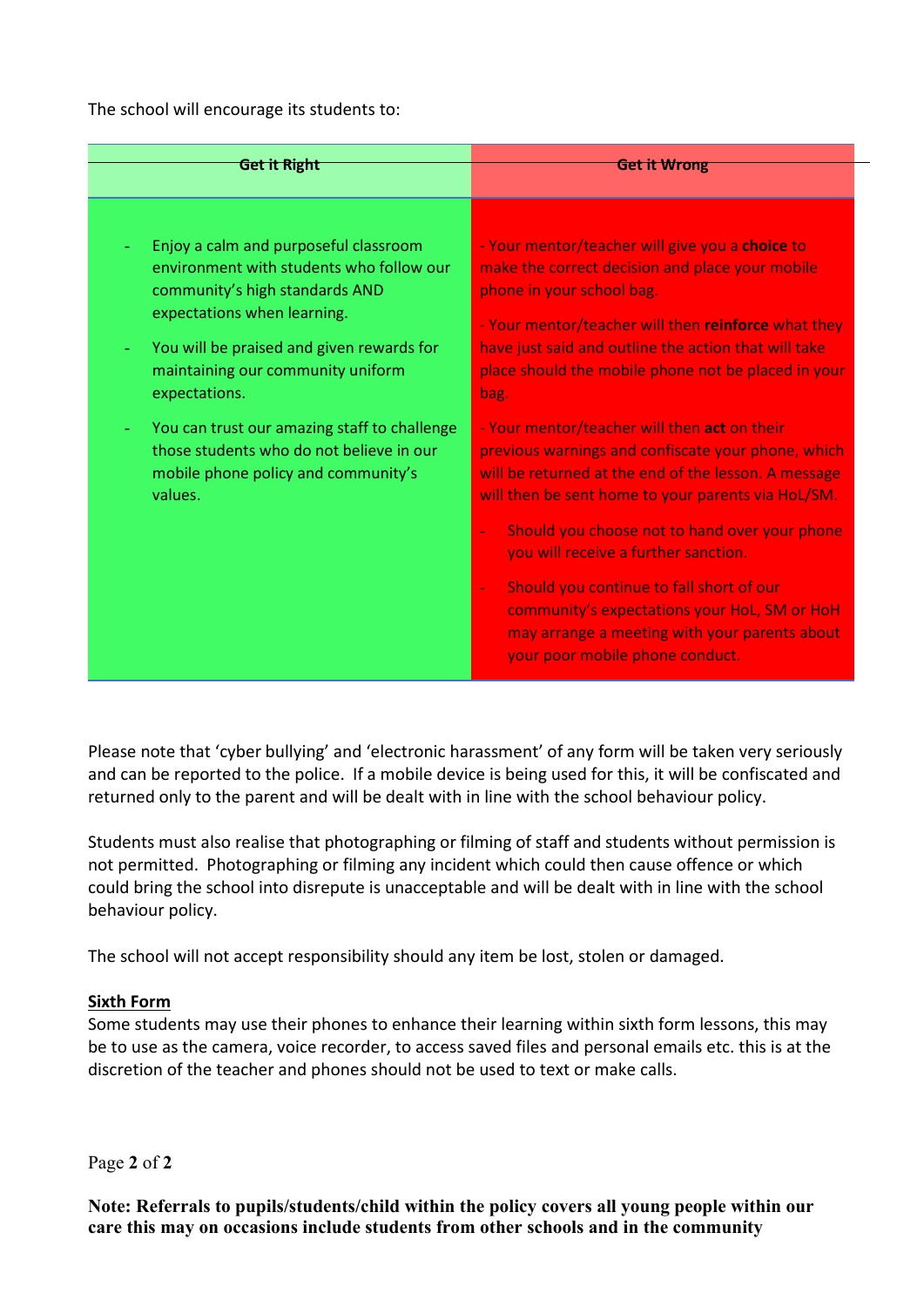The school will encourage its students to:

| Get it Right | Get it Wrong |
|---|---|
| - Enjoy a calm and purposeful classroom environment with students who follow our community's high standards AND expectations when learning.<br>- You will be praised and given rewards for maintaining our community uniform expectations.<br>- You can trust our amazing staff to challenge those students who do not believe in our mobile phone policy and community's values. | - Your mentor/teacher will give you a **choice** to make the correct decision and place your mobile phone in your school bag.<br>- Your mentor/teacher will then **reinforce** what they have just said and outline the action that will take place should the mobile phone not be placed in your bag.<br>- Your mentor/teacher will then **act** on their previous warnings and confiscate your phone, which will be returned at the end of the lesson. A message will then be sent home to your parents via HoL/SM.<br>- Should you choose not to hand over your phone you will receive a further sanction.<br>- Should you continue to fall short of our community's expectations your HoL, SM or HoH may arrange a meeting with your parents about your poor mobile phone conduct. |

Please note that 'cyber bullying' and 'electronic harassment' of any form will be taken very seriously and can be reported to the police. If a mobile device is being used for this, it will be confiscated and returned only to the parent and will be dealt with in line with the school behaviour policy.

Students must also realise that photographing or filming of staff and students without permission is not permitted. Photographing or filming any incident which could then cause offence or which could bring the school into disrepute is unacceptable and will be dealt with in line with the school behaviour policy.

The school will not accept responsibility should any item be lost, stolen or damaged.

**Sixth Form**

Some students may use their phones to enhance their learning within sixth form lessons, this may be to use as the camera, voice recorder, to access saved files and personal emails etc. this is at the discretion of the teacher and phones should not be used to text or make calls.

**Note: Referrals to pupils/students/child within the policy covers all young people within our care this may on occasions include students from other schools and in the community**